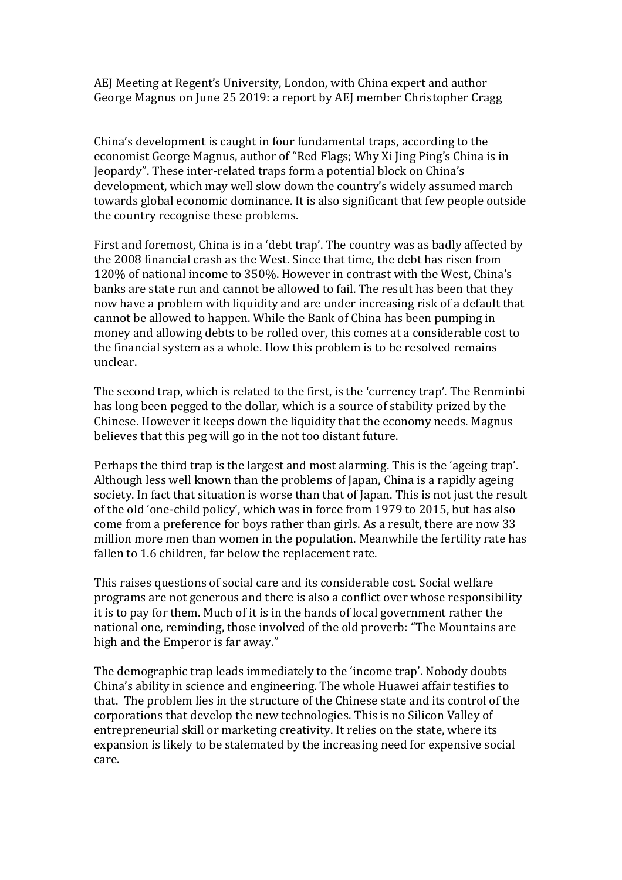AEJ Meeting at Regent's University, London, with China expert and author George Magnus on June 25 2019: a report by AEJ member Christopher Cragg

China's development is caught in four fundamental traps, according to the economist George Magnus, author of "Red Flags; Why Xi Jing Ping's China is in Jeopardy". These inter-related traps form a potential block on China's development, which may well slow down the country's widely assumed march towards global economic dominance. It is also significant that few people outside the country recognise these problems.

First and foremost, China is in a 'debt trap'. The country was as badly affected by the 2008 financial crash as the West. Since that time, the debt has risen from 120% of national income to 350%. However in contrast with the West, China's banks are state run and cannot be allowed to fail. The result has been that they now have a problem with liquidity and are under increasing risk of a default that cannot be allowed to happen. While the Bank of China has been pumping in money and allowing debts to be rolled over, this comes at a considerable cost to the financial system as a whole. How this problem is to be resolved remains unclear.

The second trap, which is related to the first, is the 'currency trap'. The Renminbi has long been pegged to the dollar, which is a source of stability prized by the Chinese. However it keeps down the liquidity that the economy needs. Magnus believes that this peg will go in the not too distant future.

Perhaps the third trap is the largest and most alarming. This is the 'ageing trap'. Although less well known than the problems of Japan, China is a rapidly ageing society. In fact that situation is worse than that of Japan. This is not just the result of the old 'one-child policy', which was in force from 1979 to 2015, but has also come from a preference for boys rather than girls. As a result, there are now 33 million more men than women in the population. Meanwhile the fertility rate has fallen to 1.6 children, far below the replacement rate.

This raises questions of social care and its considerable cost. Social welfare programs are not generous and there is also a conflict over whose responsibility it is to pay for them. Much of it is in the hands of local government rather the national one, reminding, those involved of the old proverb: "The Mountains are high and the Emperor is far away."

The demographic trap leads immediately to the 'income trap'. Nobody doubts China's ability in science and engineering. The whole Huawei affair testifies to that. The problem lies in the structure of the Chinese state and its control of the corporations that develop the new technologies. This is no Silicon Valley of entrepreneurial skill or marketing creativity. It relies on the state, where its expansion is likely to be stalemated by the increasing need for expensive social care.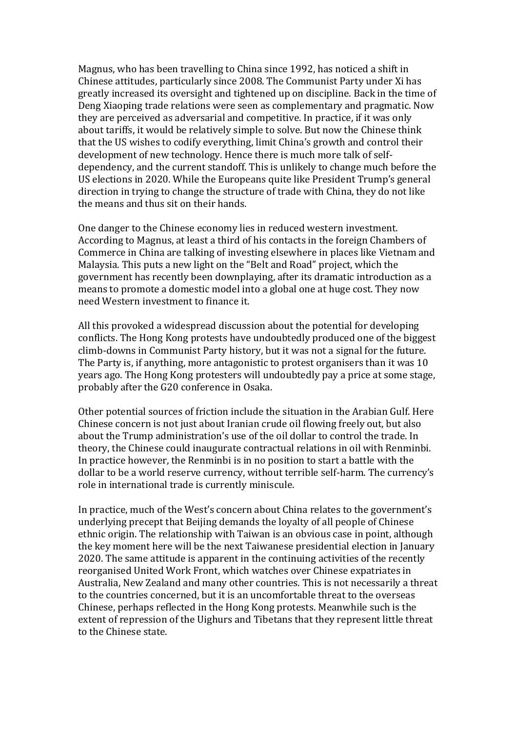Magnus, who has been travelling to China since 1992, has noticed a shift in Chinese attitudes, particularly since 2008. The Communist Party under Xi has greatly increased its oversight and tightened up on discipline. Back in the time of Deng Xiaoping trade relations were seen as complementary and pragmatic. Now they are perceived as adversarial and competitive. In practice, if it was only about tariffs, it would be relatively simple to solve. But now the Chinese think that the US wishes to codify everything, limit China's growth and control their development of new technology. Hence there is much more talk of self-dependency, and the current standoff. This is unlikely to change much before the US elections in 2020. While the Europeans quite like President Trump's general direction in trying to change the structure of trade with China, they do not like the means and thus sit on their hands.

One danger to the Chinese economy lies in reduced western investment. According to Magnus, at least a third of his contacts in the foreign Chambers of Commerce in China are talking of investing elsewhere in places like Vietnam and Malaysia. This puts a new light on the "Belt and Road" project, which the government has recently been downplaying, after its dramatic introduction as a means to promote a domestic model into a global one at huge cost. They now need Western investment to finance it.

All this provoked a widespread discussion about the potential for developing conflicts. The Hong Kong protests have undoubtedly produced one of the biggest climb-downs in Communist Party history, but it was not a signal for the future. The Party is, if anything, more antagonistic to protest organisers than it was 10 years ago. The Hong Kong protesters will undoubtedly pay a price at some stage, probably after the G20 conference in Osaka.

Other potential sources of friction include the situation in the Arabian Gulf. Here Chinese concern is not just about Iranian crude oil flowing freely out, but also about the Trump administration's use of the oil dollar to control the trade. In theory, the Chinese could inaugurate contractual relations in oil with Renminbi. In practice however, the Renminbi is in no position to start a battle with the dollar to be a world reserve currency, without terrible self-harm. The currency's role in international trade is currently miniscule.

In practice, much of the West's concern about China relates to the government's underlying precept that Beijing demands the loyalty of all people of Chinese ethnic origin. The relationship with Taiwan is an obvious case in point, although the key moment here will be the next Taiwanese presidential election in January 2020. The same attitude is apparent in the continuing activities of the recently reorganised United Work Front, which watches over Chinese expatriates in Australia, New Zealand and many other countries. This is not necessarily a threat to the countries concerned, but it is an uncomfortable threat to the overseas Chinese, perhaps reflected in the Hong Kong protests. Meanwhile such is the extent of repression of the Uighurs and Tibetans that they represent little threat to the Chinese state.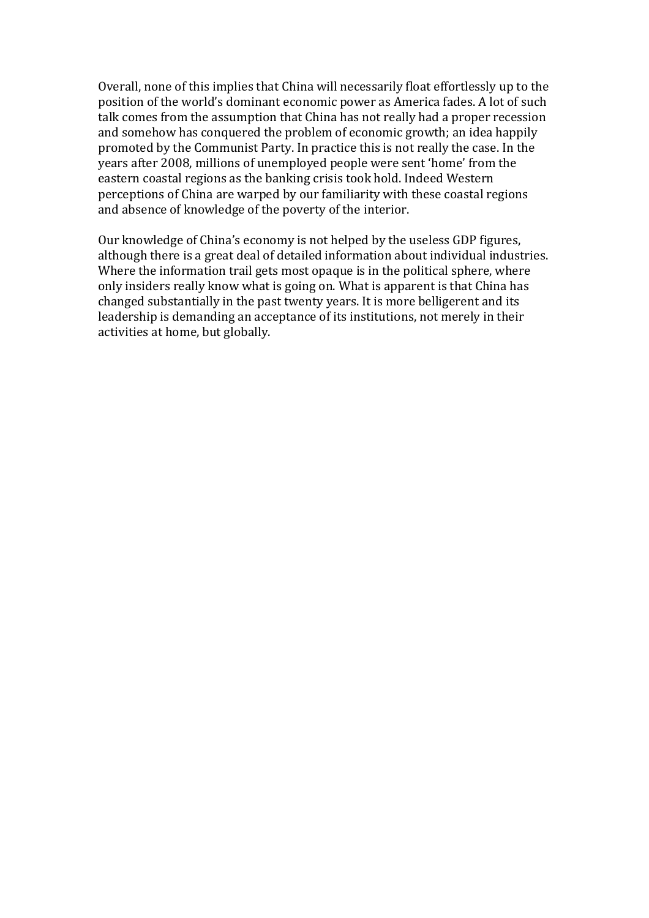Overall, none of this implies that China will necessarily float effortlessly up to the position of the world's dominant economic power as America fades. A lot of such talk comes from the assumption that China has not really had a proper recession and somehow has conquered the problem of economic growth; an idea happily promoted by the Communist Party. In practice this is not really the case. In the years after 2008, millions of unemployed people were sent 'home' from the eastern coastal regions as the banking crisis took hold. Indeed Western perceptions of China are warped by our familiarity with these coastal regions and absence of knowledge of the poverty of the interior.

Our knowledge of China's economy is not helped by the useless GDP figures, although there is a great deal of detailed information about individual industries. Where the information trail gets most opaque is in the political sphere, where only insiders really know what is going on. What is apparent is that China has changed substantially in the past twenty years. It is more belligerent and its leadership is demanding an acceptance of its institutions, not merely in their activities at home, but globally.